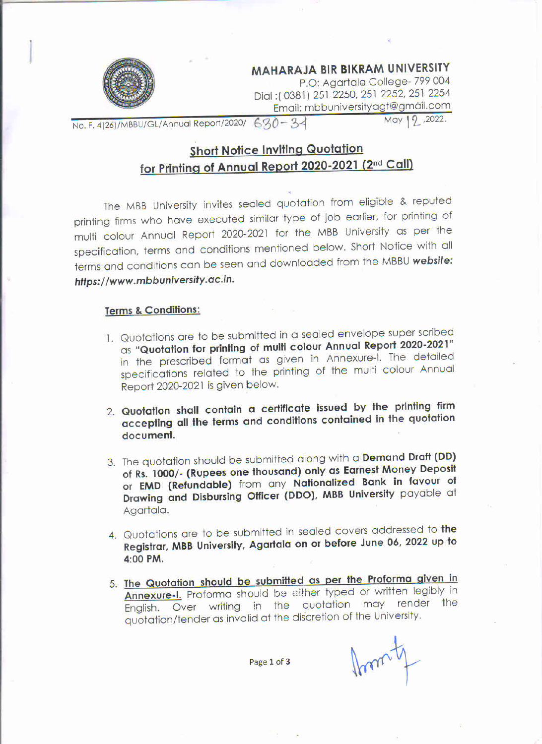# MAHARAJA BIR BIKRAM UNIVERSITY

P.O: Agartala College- 799 004
Dial :( 0381) 251 2250, 251 2252, 251 2254
Email: mbbuniversityagt@gmail.com

No. F. 4(26)/MBBU/GL/Annual Report/2020/ 630-34 May 12 ,2022.

## Short Notice Inviting Quotation for Printing of Annual Report 2020-2021 (2nd Call)

The MBB University invites sealed quotation from eligible & reputed printing firms who have executed similar type of job earlier, for printing of multi colour Annual Report 2020-2021 for the MBB University as per the specification, terms and conditions mentioned below. Short Notice with all terms and conditions can be seen and downloaded from the MBBU ***website: https://www.mbbuniversity.ac.in.***

**Terms & Conditions:**

1. Quotations are to be submitted in a sealed envelope super scribed as **"Quotation for printing of multi colour Annual Report 2020-2021"** in the prescribed format as given in Annexure-I. The detailed specifications related to the printing of the multi colour Annual Report 2020-2021 is given below.
2. **Quotation shall contain a certificate issued by the printing firm accepting all the terms and conditions contained in the quotation document.**
3. The quotation should be submitted along with a **Demand Draft (DD) of Rs. 1000/- (Rupees one thousand) only as Earnest Money Deposit or EMD (Refundable)** from any **Nationalized Bank in favour of Drawing and Disbursing Officer (DDO), MBB University** payable at Agartala.
4. Quotations are to be submitted in sealed covers addressed to **the Registrar, MBB University, Agartala on or before June 06, 2022 up to 4:00 PM.**
5. **The Quotation should be submitted as per the Proforma given in Annexure-I.** Proforma should be either typed or written legibly in English. Over writing in the quotation may render the quotation/tender as invalid at the discretion of the University.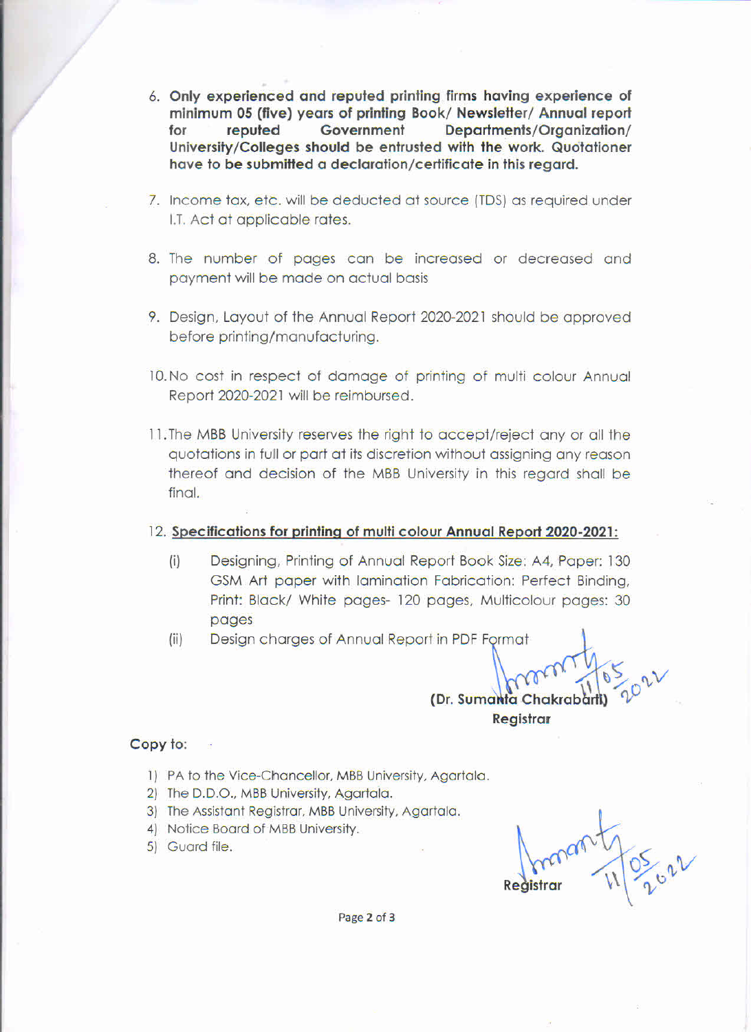6. **Only experienced and reputed printing firms having experience of minimum 05 (five) years of printing Book/ Newsletter/ Annual report for reputed Government Departments/Organization/ University/Colleges should be entrusted with the work. Quotationer have to be submitted a declaration/certificate in this regard.**

7. Income tax, etc. will be deducted at source (TDS) as required under I.T. Act at applicable rates.

8. The number of pages can be increased or decreased and payment will be made on actual basis

9. Design, Layout of the Annual Report 2020-2021 should be approved before printing/manufacturing.

10. No cost in respect of damage of printing of multi colour Annual Report 2020-2021 will be reimbursed.

11. The MBB University reserves the right to accept/reject any or all the quotations in full or part at its discretion without assigning any reason thereof and decision of the MBB University in this regard shall be final.

12. **Specifications for printing of multi colour Annual Report 2020-2021:**

    (i) Designing, Printing of Annual Report Book Size: A4, Paper: 130 GSM Art paper with lamination Fabrication: Perfect Binding, Print: Black/ White pages- 120 pages, Multicolour pages: 30 pages

    (ii) Design charges of Annual Report in PDF Format

11/05/2022

**(Dr. Sumanta Chakrabarti)**
**Registrar**

**Copy to:**

1) PA to the Vice-Chancellor, MBB University, Agartala.
2) The D.D.O., MBB University, Agartala.
3) The Assistant Registrar, MBB University, Agartala.
4) Notice Board of MBB University.
5) Guard file.

11/05/2022

**Registrar**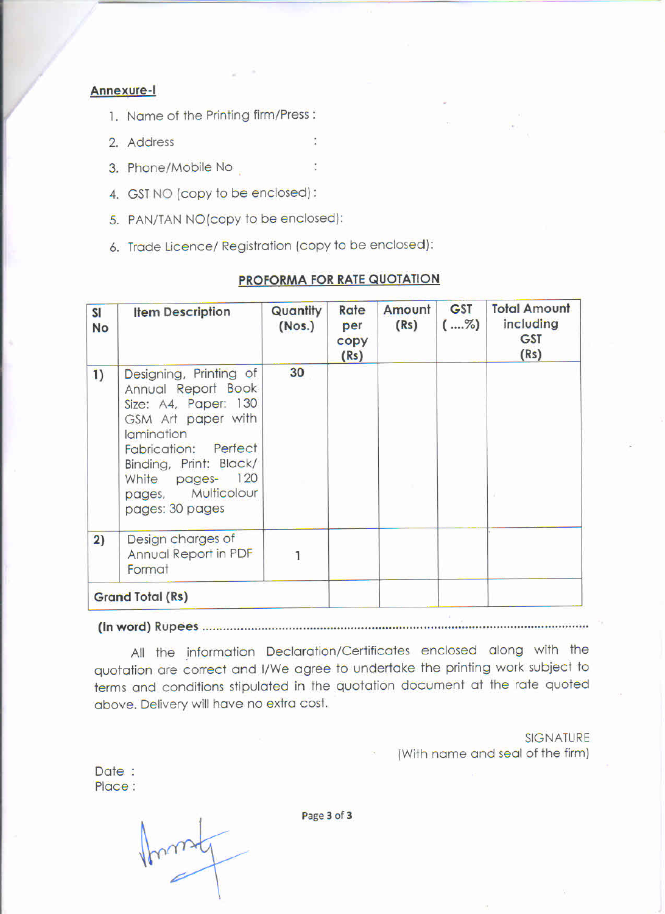**Annexure-I**

1. Name of the Printing firm/Press :
2. Address :
3. Phone/Mobile No :
4. GST NO (copy to be enclosed) :
5. PAN/TAN NO(copy to be enclosed):
6. Trade Licence/ Registration (copy to be enclosed):

## PROFORMA FOR RATE QUOTATION

| Sl No | Item Description | Quantity (Nos.) | Rate per copy (Rs) | Amount (Rs) | GST ( ....%) | Total Amount including GST (Rs) |
|---|---|---|---|---|---|---|
| 1) | Designing, Printing of Annual Report Book Size: A4, Paper: 130 GSM Art paper with lamination Fabrication: Perfect Binding, Print: Black/ White pages- 120 pages, Multicolour pages: 30 pages | 30 | | | | |
| 2) | Design charges of Annual Report in PDF Format | 1 | | | | |
| **Grand Total (Rs)** | | | | | | |

**(In word) Rupees** ..............................................................................................................

All the information Declaration/Certificates enclosed along with the quotation are correct and I/We agree to undertake the printing work subject to terms and conditions stipulated in the quotation document at the rate quoted above. Delivery will have no extra cost.

SIGNATURE
(With name and seal of the firm)

Date :
Place :